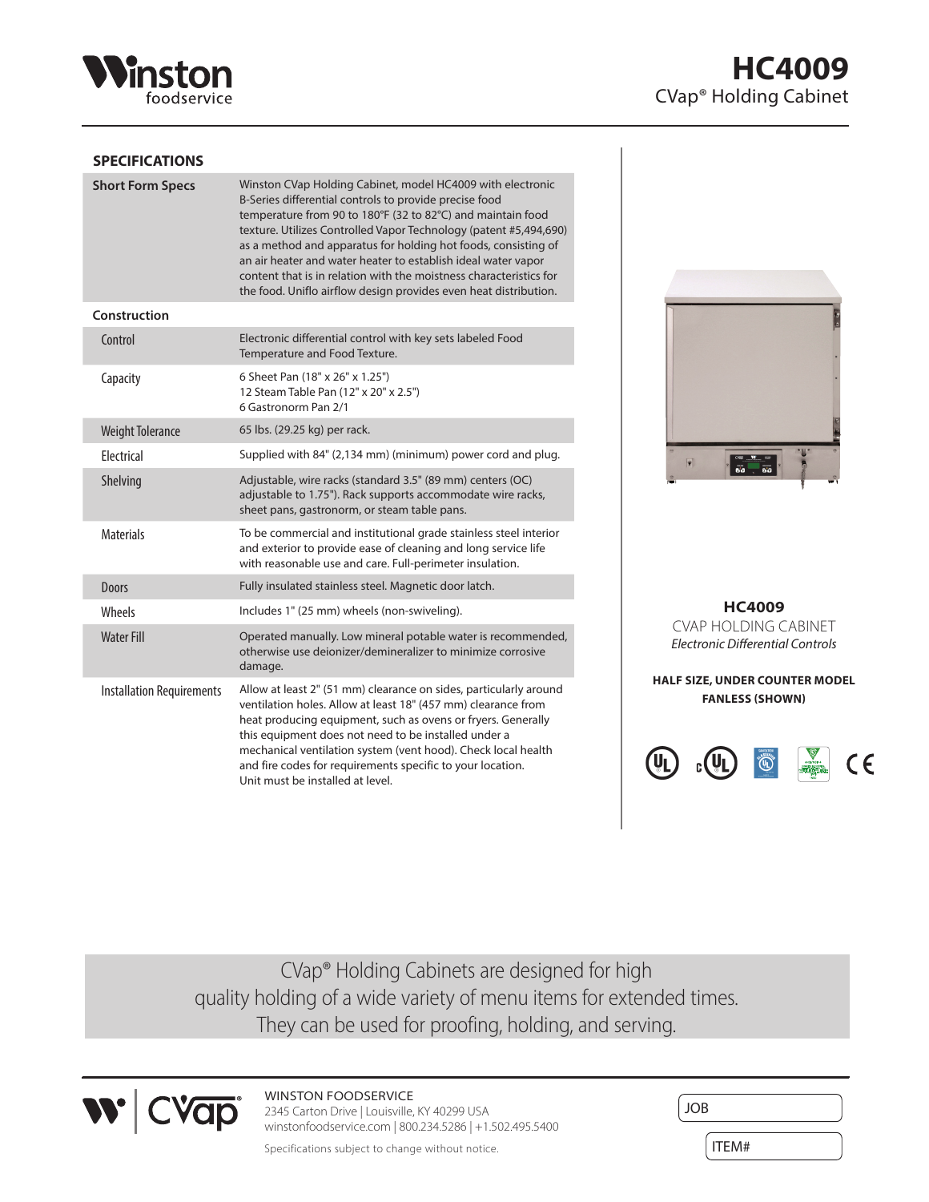# HC4009

CVap® Holding Cabinet

## SPECIFICATIONS

| | |
|---|---|
| **Short Form Specs** | Winston CVap Holding Cabinet, model HC4009 with electronic B-Series differential controls to provide precise food temperature from 90 to 180°F (32 to 82°C) and maintain food texture. Utilizes Controlled Vapor Technology (patent #5,494,690) as a method and apparatus for holding hot foods, consisting of an air heater and water heater to establish ideal water vapor content that is in relation with the moistness characteristics for the food. Uniflo airflow design provides even heat distribution. |
| **Construction** | |
| Control | Electronic differential control with key sets labeled Food Temperature and Food Texture. |
| Capacity | 6 Sheet Pan (18" x 26" x 1.25")<br>12 Steam Table Pan (12" x 20" x 2.5")<br>6 Gastronorm Pan 2/1 |
| Weight Tolerance | 65 lbs. (29.25 kg) per rack. |
| Electrical | Supplied with 84" (2,134 mm) (minimum) power cord and plug. |
| Shelving | Adjustable, wire racks (standard 3.5" (89 mm) centers (OC) adjustable to 1.75"). Rack supports accommodate wire racks, sheet pans, gastronorm, or steam table pans. |
| Materials | To be commercial and institutional grade stainless steel interior and exterior to provide ease of cleaning and long service life with reasonable use and care. Full-perimeter insulation. |
| Doors | Fully insulated stainless steel. Magnetic door latch. |
| Wheels | Includes 1" (25 mm) wheels (non-swiveling). |
| Water Fill | Operated manually. Low mineral potable water is recommended, otherwise use deionizer/demineralizer to minimize corrosive damage. |
| Installation Requirements | Allow at least 2" (51 mm) clearance on sides, particularly around ventilation holes. Allow at least 18" (457 mm) clearance from heat producing equipment, such as ovens or fryers. Generally this equipment does not need to be installed under a mechanical ventilation system (vent hood). Check local health and fire codes for requirements specific to your location.<br>Unit must be installed at level. |

**HC4009**

CVAP HOLDING CABINET

*Electronic Differential Controls*

**HALF SIZE, UNDER COUNTER MODEL**
**FANLESS (SHOWN)**

CVap® Holding Cabinets are designed for high quality holding of a wide variety of menu items for extended times. They can be used for proofing, holding, and serving.

WINSTON FOODSERVICE
2345 Carton Drive | Louisville, KY 40299 USA
winstonfoodservice.com | 800.234.5286 | +1.502.495.5400

Specifications subject to change without notice.

JOB

ITEM#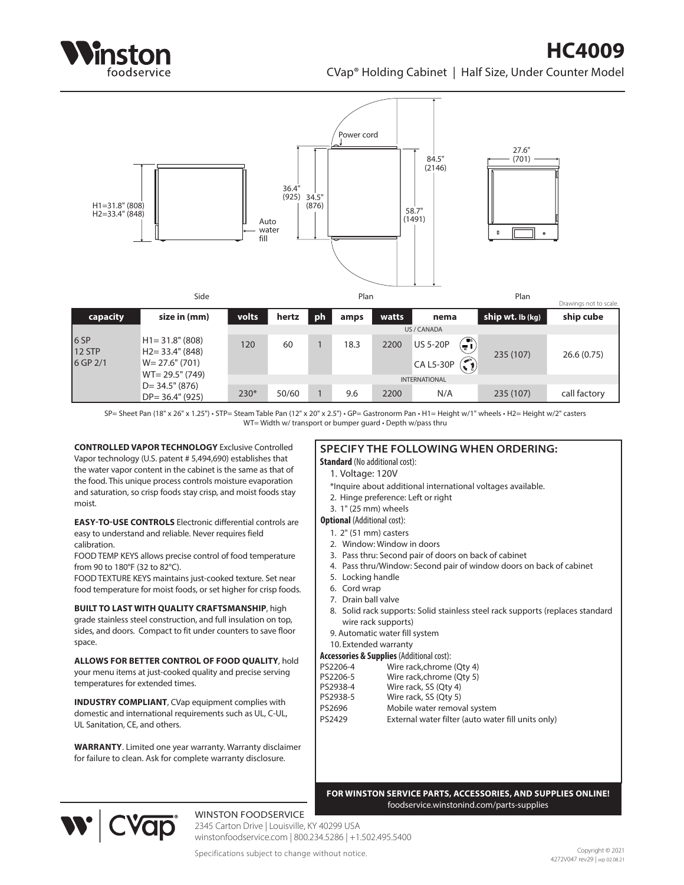# HC4009

CVap® Holding Cabinet | Half Size, Under Counter Model

H1=31.8" (808)
H2=33.4" (848)

Auto water fill

Power cord

36.4" (925)

34.5" (876)

84.5" (2146)

58.7" (1491)

27.6" (701)

Side

Plan

Plan

Drawings not to scale.

| capacity | size in (mm) | volts | hertz | ph | amps | watts | nema | ship wt. lb (kg) | ship cube |
|---|---|---|---|---|---|---|---|---|---|
| 6 SP<br>12 STP<br>6 GP 2/1 | H1= 31.8" (808)<br>H2= 33.4" (848)<br>W= 27.6" (701)<br>WT= 29.5" (749)<br>D= 34.5" (876)<br>DP= 36.4" (925) | | | | | | US / CANADA | | |
| | | 120 | 60 | 1 | 18.3 | 2200 | US 5-20P<br>CA L5-30P | 235 (107) | 26.6 (0.75) |
| | | | | | | | INTERNATIONAL | | |
| | | 230* | 50/60 | 1 | 9.6 | 2200 | N/A | 235 (107) | call factory |

SP= Sheet Pan (18" x 26" x 1.25") • STP= Steam Table Pan (12" x 20" x 2.5") • GP= Gastronorm Pan • H1= Height w/1" wheels • H2= Height w/2" casters
WT= Width w/ transport or bumper guard • Depth w/pass thru

**CONTROLLED VAPOR TECHNOLOGY** Exclusive Controlled Vapor technology (U.S. patent # 5,494,690) establishes that the water vapor content in the cabinet is the same as that of the food. This unique process controls moisture evaporation and saturation, so crisp foods stay crisp, and moist foods stay moist.

**EASY-TO-USE CONTROLS** Electronic differential controls are easy to understand and reliable. Never requires field calibration.

FOOD TEMP KEYS allows precise control of food temperature from 90 to 180°F (32 to 82°C).

FOOD TEXTURE KEYS maintains just-cooked texture. Set near food temperature for moist foods, or set higher for crisp foods.

**BUILT TO LAST WITH QUALITY CRAFTSMANSHIP**, high grade stainless steel construction, and full insulation on top, sides, and doors. Compact to fit under counters to save floor space.

**ALLOWS FOR BETTER CONTROL OF FOOD QUALITY**, hold your menu items at just-cooked quality and precise serving temperatures for extended times.

**INDUSTRY COMPLIANT**, CVap equipment complies with domestic and international requirements such as UL, C-UL, UL Sanitation, CE, and others.

**WARRANTY**. Limited one year warranty. Warranty disclaimer for failure to clean. Ask for complete warranty disclosure.

## SPECIFY THE FOLLOWING WHEN ORDERING:

**Standard** (No additional cost):

1. Voltage: 120V
   *Inquire about additional international voltages available.
2. Hinge preference: Left or right
3. 1" (25 mm) wheels

**Optional** (Additional cost):

1. 2" (51 mm) casters
2. Window: Window in doors
3. Pass thru: Second pair of doors on back of cabinet
4. Pass thru/Window: Second pair of window doors on back of cabinet
5. Locking handle
6. Cord wrap
7. Drain ball valve
8. Solid rack supports: Solid stainless steel rack supports (replaces standard wire rack supports)
9. Automatic water fill system
10. Extended warranty

**Accessories & Supplies** (Additional cost):

| | |
|---|---|
| PS2206-4 | Wire rack,chrome (Qty 4) |
| PS2206-5 | Wire rack,chrome (Qty 5) |
| PS2938-4 | Wire rack, SS (Qty 4) |
| PS2938-5 | Wire rack, SS (Qty 5) |
| PS2696 | Mobile water removal system |
| PS2429 | External water filter (auto water fill units only) |

**FOR WINSTON SERVICE PARTS, ACCESSORIES, AND SUPPLIES ONLINE!**
foodservice.winstonind.com/parts-supplies

WINSTON FOODSERVICE
2345 Carton Drive | Louisville, KY 40299 USA
winstonfoodservice.com | 800.234.5286 | +1.502.495.5400

Specifications subject to change without notice.

Copyright © 2021
4272V047 rev29 | wp 02.08.21